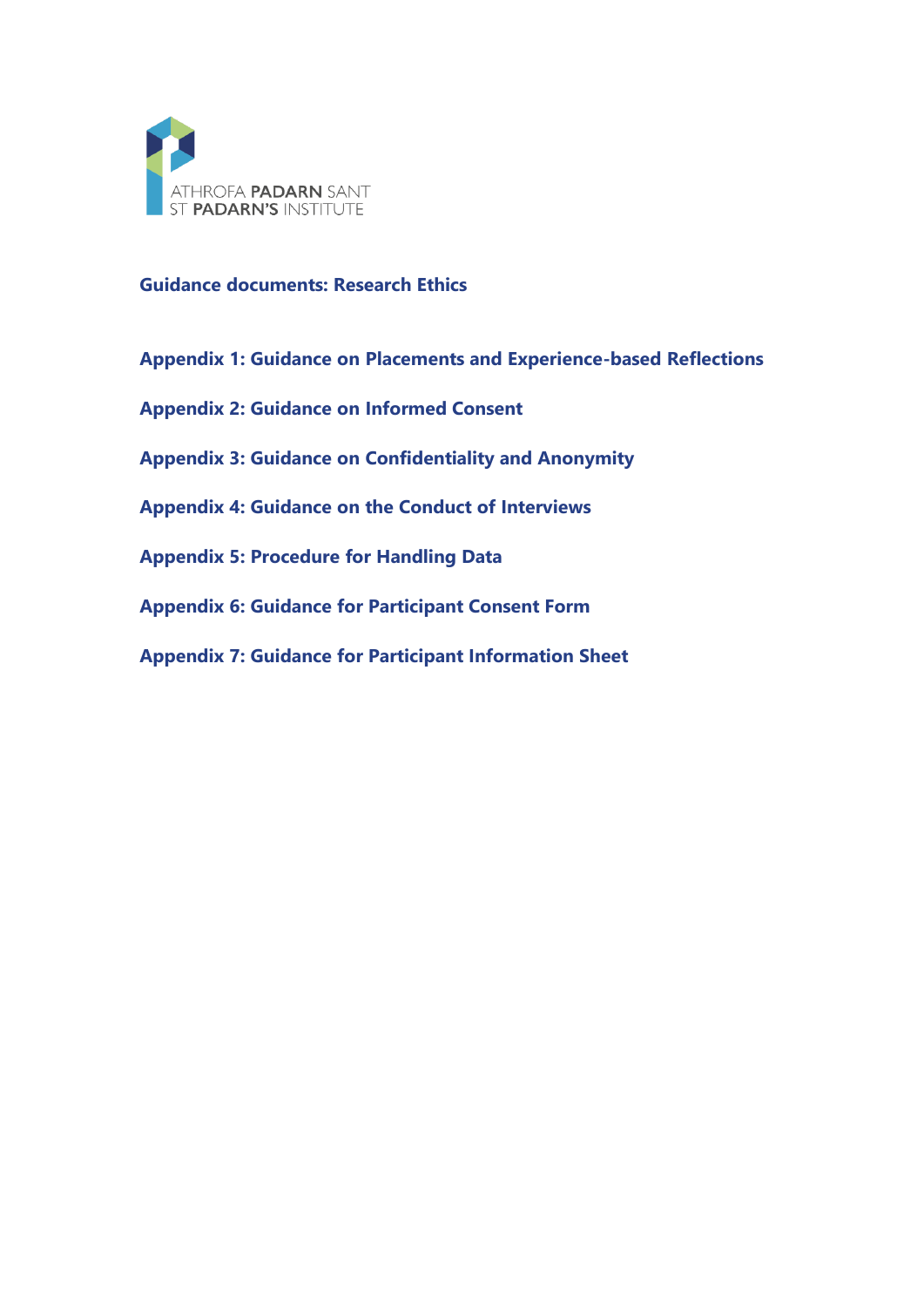ATHROFA **PADARN** SANT
ST **PADARN'S** INSTITUTE

# Guidance documents: Research Ethics

**Appendix 1: Guidance on Placements and Experience-based Reflections**

**Appendix 2: Guidance on Informed Consent**

**Appendix 3: Guidance on Confidentiality and Anonymity**

**Appendix 4: Guidance on the Conduct of Interviews**

**Appendix 5: Procedure for Handling Data**

**Appendix 6: Guidance for Participant Consent Form**

**Appendix 7: Guidance for Participant Information Sheet**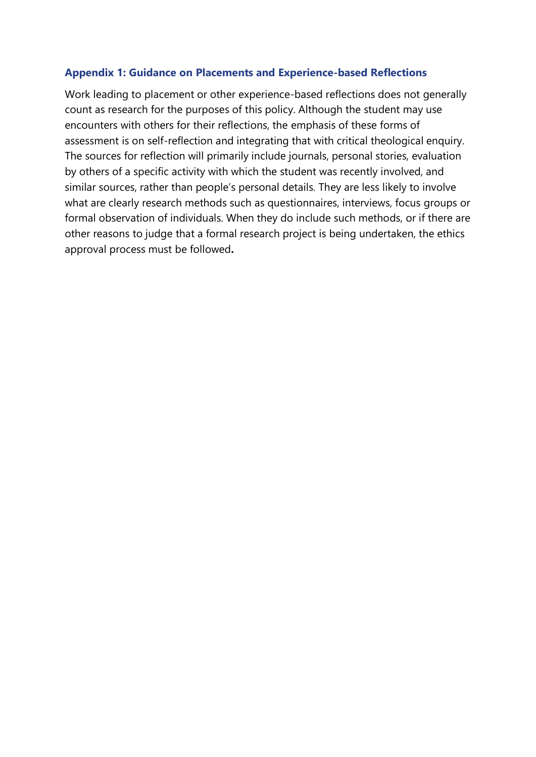## Appendix 1: Guidance on Placements and Experience-based Reflections

Work leading to placement or other experience-based reflections does not generally count as research for the purposes of this policy. Although the student may use encounters with others for their reflections, the emphasis of these forms of assessment is on self-reflection and integrating that with critical theological enquiry. The sources for reflection will primarily include journals, personal stories, evaluation by others of a specific activity with which the student was recently involved, and similar sources, rather than people's personal details. They are less likely to involve what are clearly research methods such as questionnaires, interviews, focus groups or formal observation of individuals. When they do include such methods, or if there are other reasons to judge that a formal research project is being undertaken, the ethics approval process must be followed**.**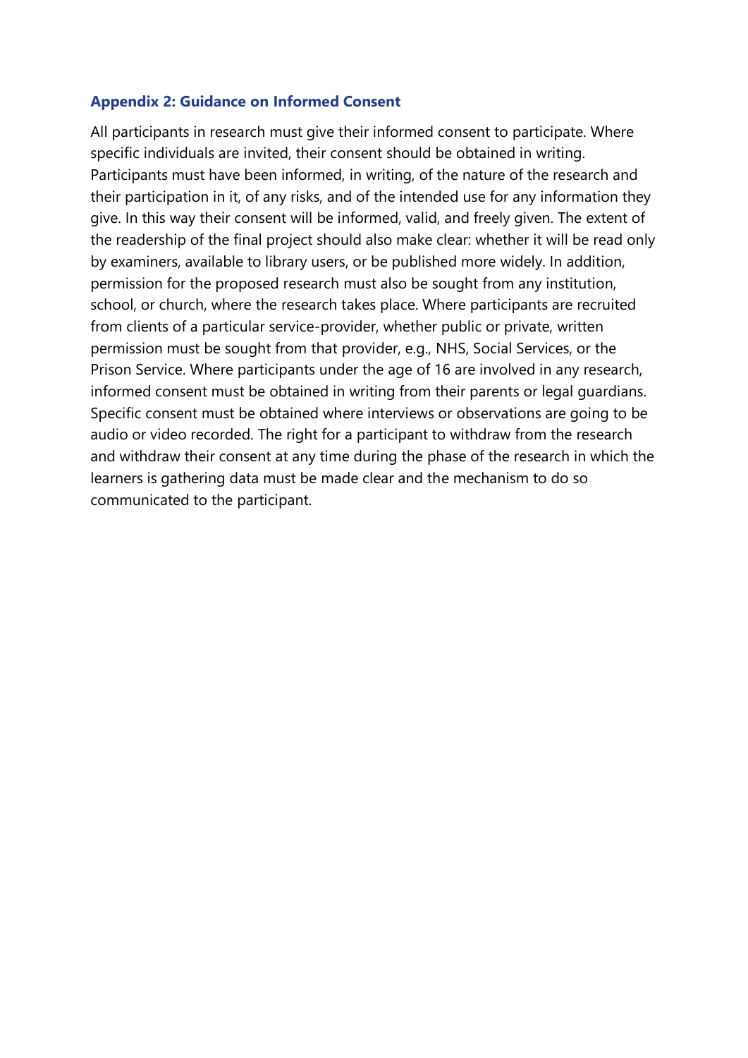## Appendix 2: Guidance on Informed Consent

All participants in research must give their informed consent to participate. Where specific individuals are invited, their consent should be obtained in writing. Participants must have been informed, in writing, of the nature of the research and their participation in it, of any risks, and of the intended use for any information they give. In this way their consent will be informed, valid, and freely given. The extent of the readership of the final project should also make clear: whether it will be read only by examiners, available to library users, or be published more widely. In addition, permission for the proposed research must also be sought from any institution, school, or church, where the research takes place. Where participants are recruited from clients of a particular service-provider, whether public or private, written permission must be sought from that provider, e.g., NHS, Social Services, or the Prison Service. Where participants under the age of 16 are involved in any research, informed consent must be obtained in writing from their parents or legal guardians. Specific consent must be obtained where interviews or observations are going to be audio or video recorded. The right for a participant to withdraw from the research and withdraw their consent at any time during the phase of the research in which the learners is gathering data must be made clear and the mechanism to do so communicated to the participant.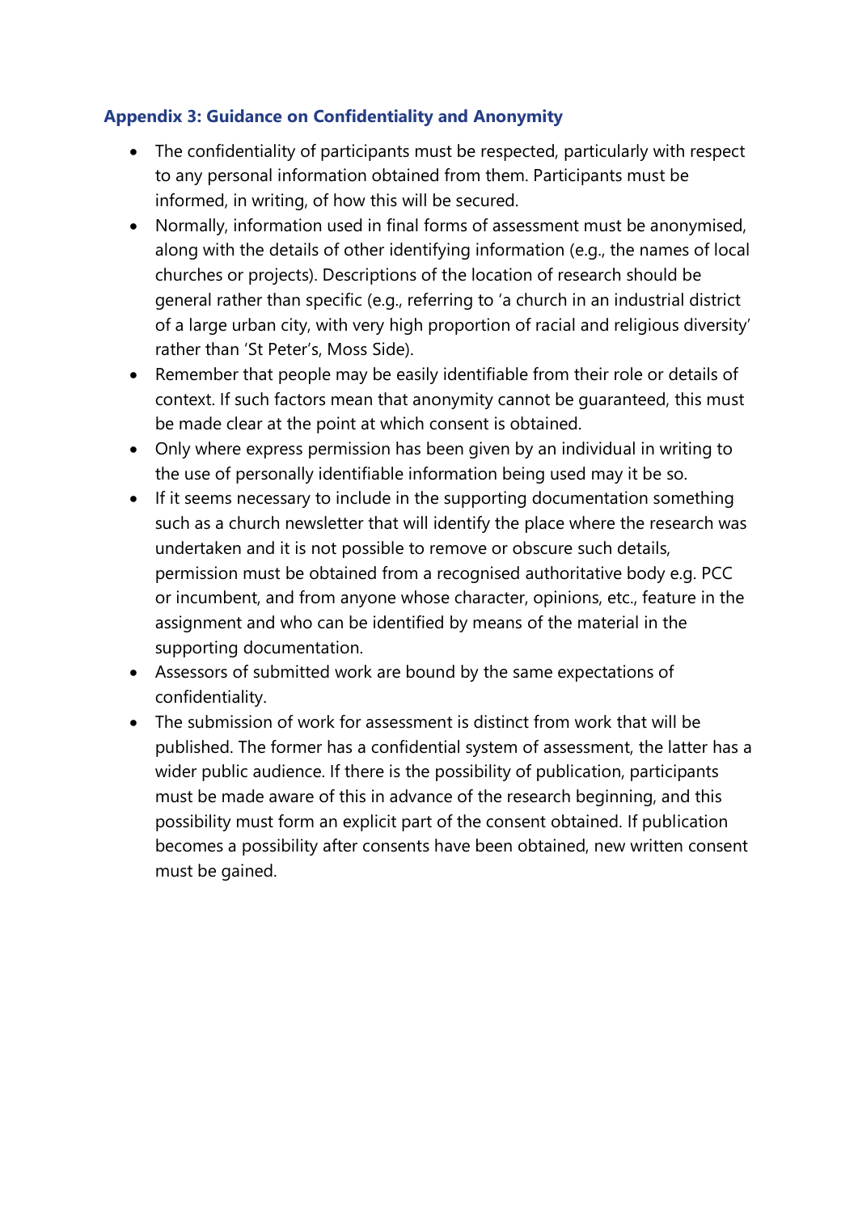### Appendix 3: Guidance on Confidentiality and Anonymity

- The confidentiality of participants must be respected, particularly with respect to any personal information obtained from them. Participants must be informed, in writing, of how this will be secured.
- Normally, information used in final forms of assessment must be anonymised, along with the details of other identifying information (e.g., the names of local churches or projects). Descriptions of the location of research should be general rather than specific (e.g., referring to 'a church in an industrial district of a large urban city, with very high proportion of racial and religious diversity' rather than 'St Peter's, Moss Side).
- Remember that people may be easily identifiable from their role or details of context. If such factors mean that anonymity cannot be guaranteed, this must be made clear at the point at which consent is obtained.
- Only where express permission has been given by an individual in writing to the use of personally identifiable information being used may it be so.
- If it seems necessary to include in the supporting documentation something such as a church newsletter that will identify the place where the research was undertaken and it is not possible to remove or obscure such details, permission must be obtained from a recognised authoritative body e.g. PCC or incumbent, and from anyone whose character, opinions, etc., feature in the assignment and who can be identified by means of the material in the supporting documentation.
- Assessors of submitted work are bound by the same expectations of confidentiality.
- The submission of work for assessment is distinct from work that will be published. The former has a confidential system of assessment, the latter has a wider public audience. If there is the possibility of publication, participants must be made aware of this in advance of the research beginning, and this possibility must form an explicit part of the consent obtained. If publication becomes a possibility after consents have been obtained, new written consent must be gained.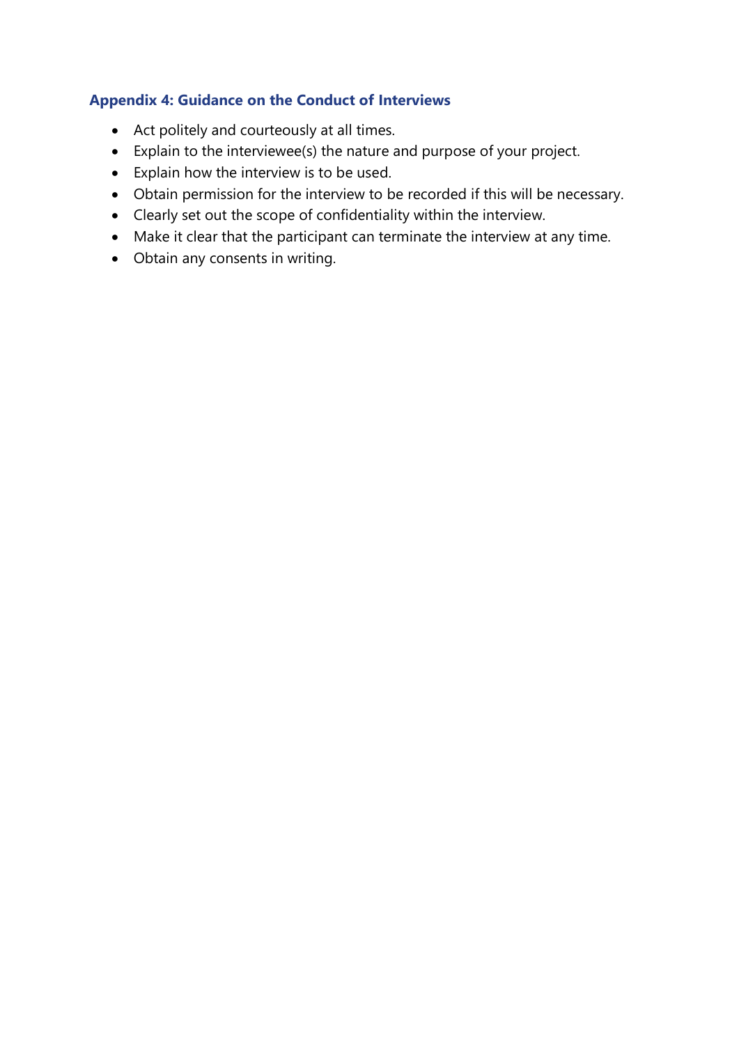### Appendix 4: Guidance on the Conduct of Interviews

- Act politely and courteously at all times.
- Explain to the interviewee(s) the nature and purpose of your project.
- Explain how the interview is to be used.
- Obtain permission for the interview to be recorded if this will be necessary.
- Clearly set out the scope of confidentiality within the interview.
- Make it clear that the participant can terminate the interview at any time.
- Obtain any consents in writing.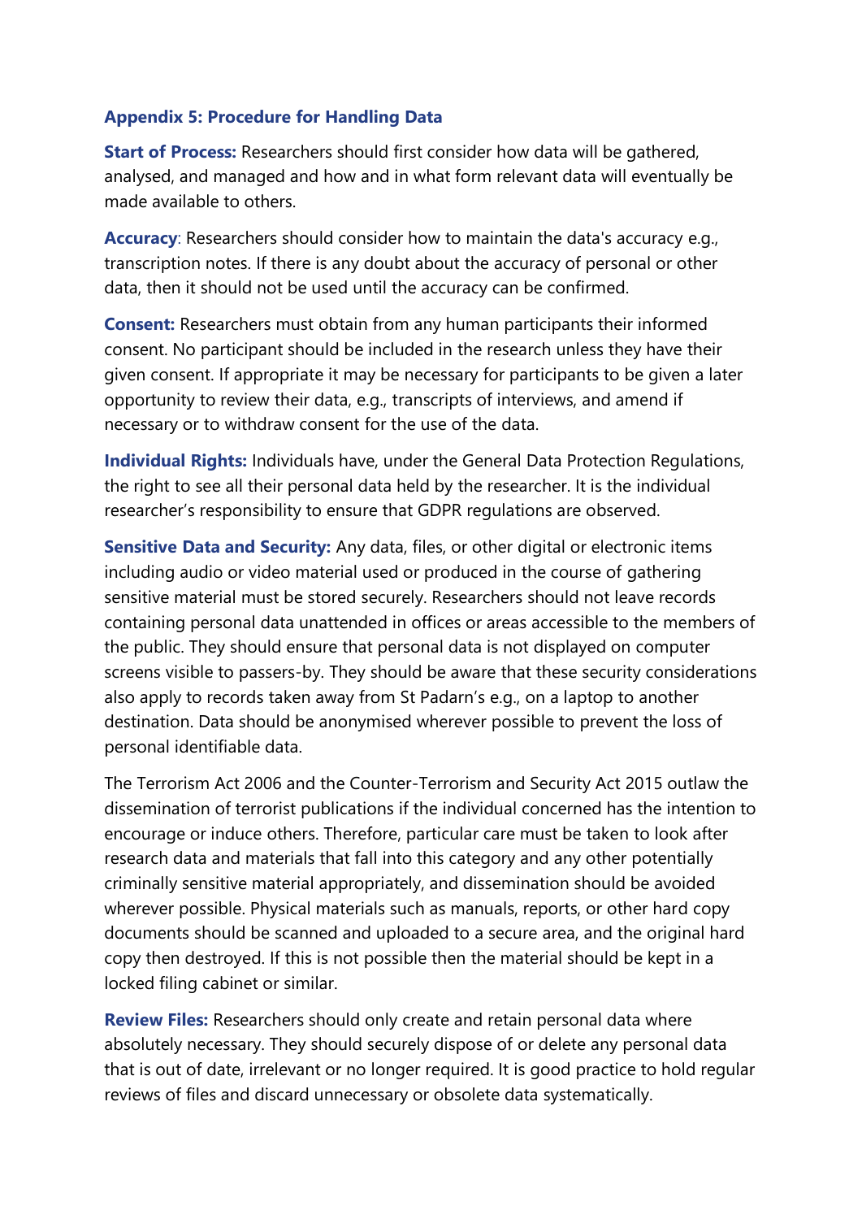### Appendix 5: Procedure for Handling Data

**Start of Process:** Researchers should first consider how data will be gathered, analysed, and managed and how and in what form relevant data will eventually be made available to others.

**Accuracy**: Researchers should consider how to maintain the data's accuracy e.g., transcription notes. If there is any doubt about the accuracy of personal or other data, then it should not be used until the accuracy can be confirmed.

**Consent:** Researchers must obtain from any human participants their informed consent. No participant should be included in the research unless they have their given consent. If appropriate it may be necessary for participants to be given a later opportunity to review their data, e.g., transcripts of interviews, and amend if necessary or to withdraw consent for the use of the data.

**Individual Rights:** Individuals have, under the General Data Protection Regulations, the right to see all their personal data held by the researcher. It is the individual researcher's responsibility to ensure that GDPR regulations are observed.

**Sensitive Data and Security:** Any data, files, or other digital or electronic items including audio or video material used or produced in the course of gathering sensitive material must be stored securely. Researchers should not leave records containing personal data unattended in offices or areas accessible to the members of the public. They should ensure that personal data is not displayed on computer screens visible to passers-by. They should be aware that these security considerations also apply to records taken away from St Padarn's e.g., on a laptop to another destination. Data should be anonymised wherever possible to prevent the loss of personal identifiable data.

The Terrorism Act 2006 and the Counter-Terrorism and Security Act 2015 outlaw the dissemination of terrorist publications if the individual concerned has the intention to encourage or induce others. Therefore, particular care must be taken to look after research data and materials that fall into this category and any other potentially criminally sensitive material appropriately, and dissemination should be avoided wherever possible. Physical materials such as manuals, reports, or other hard copy documents should be scanned and uploaded to a secure area, and the original hard copy then destroyed. If this is not possible then the material should be kept in a locked filing cabinet or similar.

**Review Files:** Researchers should only create and retain personal data where absolutely necessary. They should securely dispose of or delete any personal data that is out of date, irrelevant or no longer required. It is good practice to hold regular reviews of files and discard unnecessary or obsolete data systematically.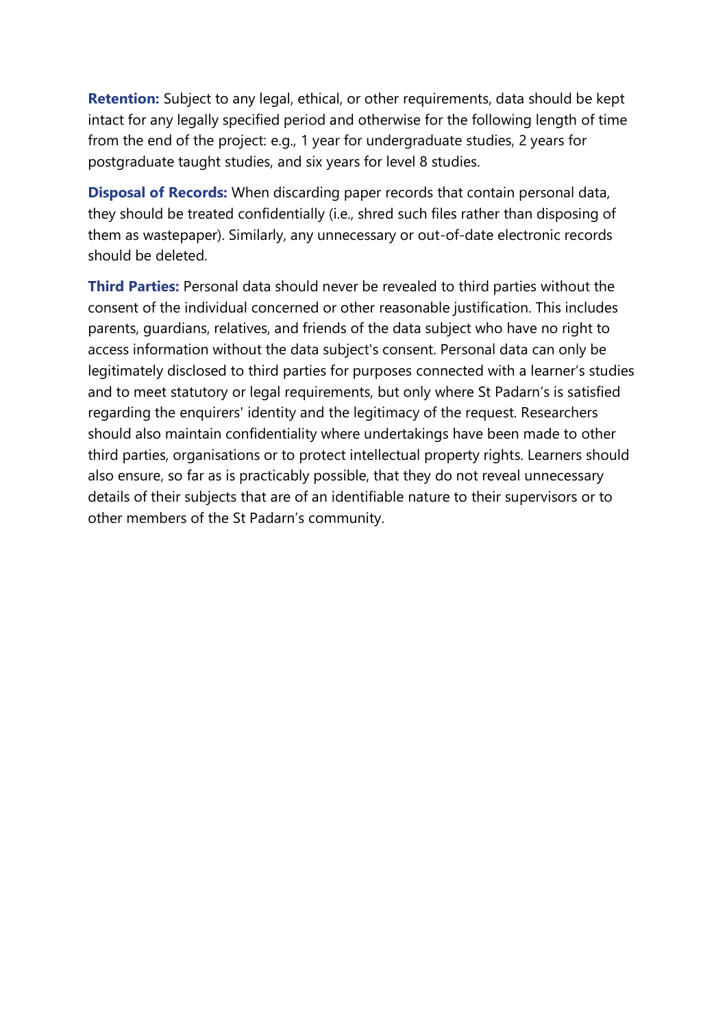**Retention:** Subject to any legal, ethical, or other requirements, data should be kept intact for any legally specified period and otherwise for the following length of time from the end of the project: e.g., 1 year for undergraduate studies, 2 years for postgraduate taught studies, and six years for level 8 studies.

**Disposal of Records:** When discarding paper records that contain personal data, they should be treated confidentially (i.e., shred such files rather than disposing of them as wastepaper). Similarly, any unnecessary or out-of-date electronic records should be deleted.

**Third Parties:** Personal data should never be revealed to third parties without the consent of the individual concerned or other reasonable justification. This includes parents, guardians, relatives, and friends of the data subject who have no right to access information without the data subject's consent. Personal data can only be legitimately disclosed to third parties for purposes connected with a learner's studies and to meet statutory or legal requirements, but only where St Padarn's is satisfied regarding the enquirers' identity and the legitimacy of the request. Researchers should also maintain confidentiality where undertakings have been made to other third parties, organisations or to protect intellectual property rights. Learners should also ensure, so far as is practicably possible, that they do not reveal unnecessary details of their subjects that are of an identifiable nature to their supervisors or to other members of the St Padarn's community.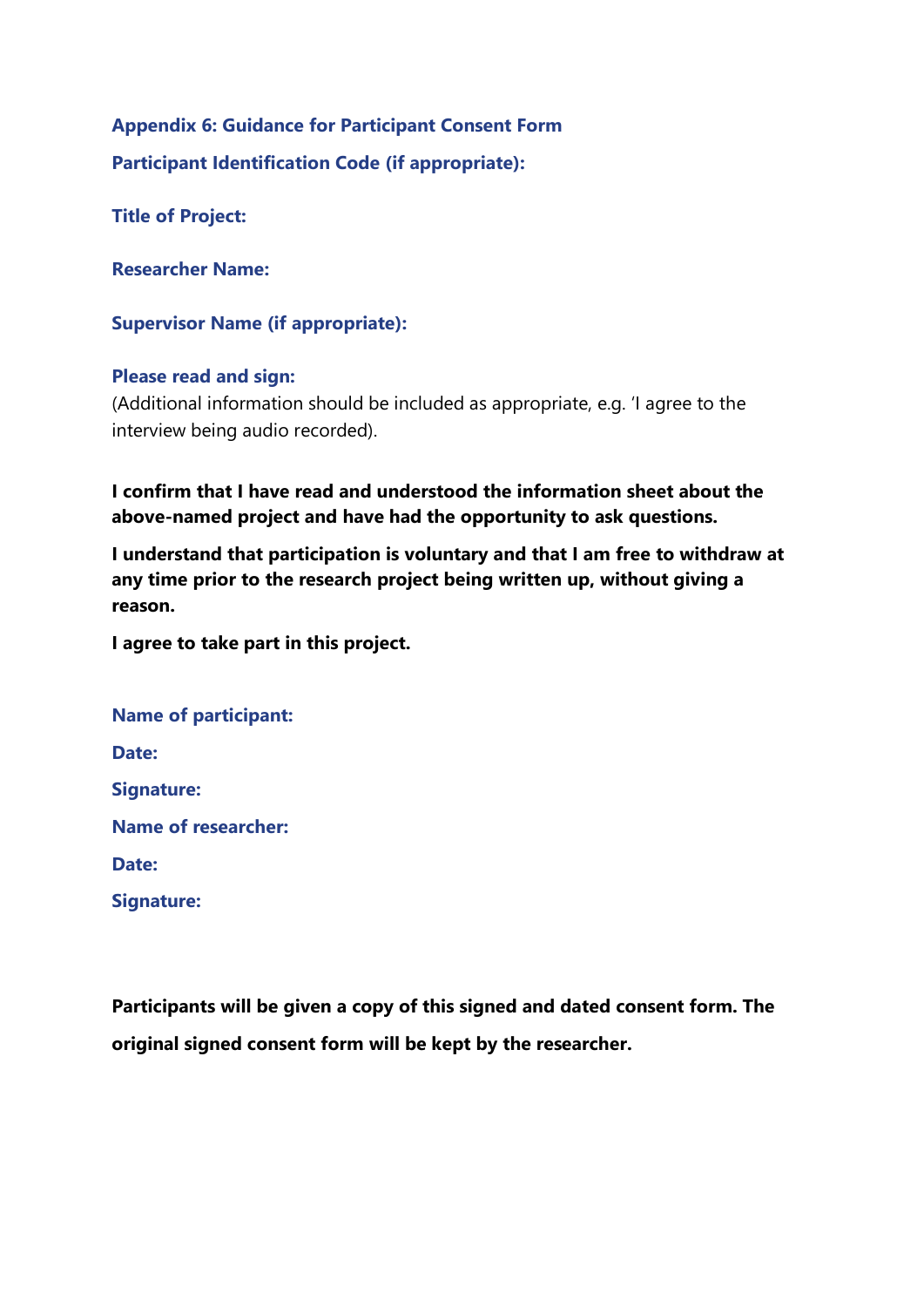## Appendix 6: Guidance for Participant Consent Form

**Participant Identification Code (if appropriate):**

**Title of Project:**

**Researcher Name:**

**Supervisor Name (if appropriate):**

**Please read and sign:**
(Additional information should be included as appropriate, e.g. 'I agree to the interview being audio recorded).

**I confirm that I have read and understood the information sheet about the above-named project and have had the opportunity to ask questions.**

**I understand that participation is voluntary and that I am free to withdraw at any time prior to the research project being written up, without giving a reason.**

**I agree to take part in this project.**

**Name of participant:**

**Date:**

**Signature:**

**Name of researcher:**

**Date:**

**Signature:**

**Participants will be given a copy of this signed and dated consent form. The original signed consent form will be kept by the researcher.**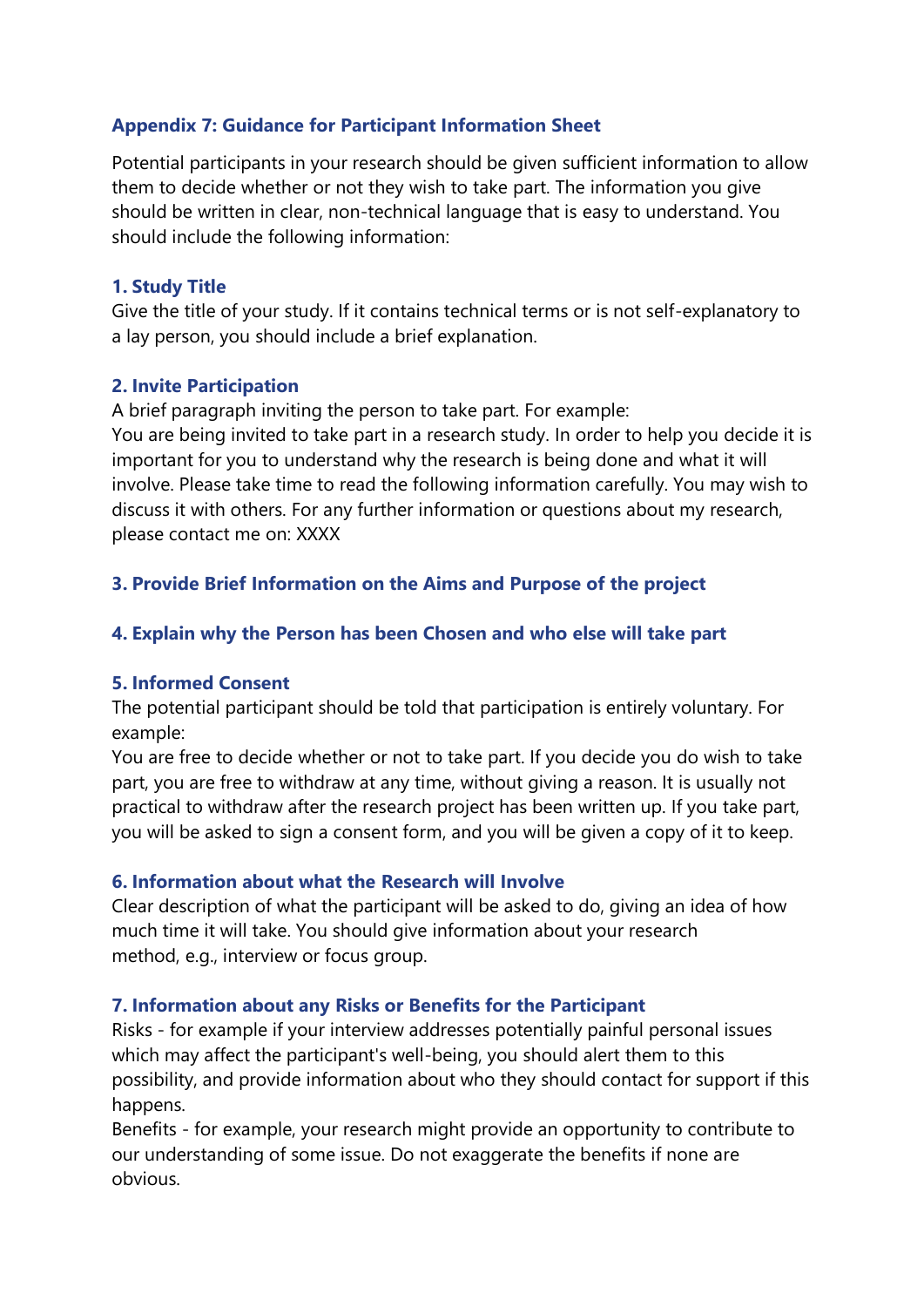## Appendix 7: Guidance for Participant Information Sheet

Potential participants in your research should be given sufficient information to allow them to decide whether or not they wish to take part. The information you give should be written in clear, non-technical language that is easy to understand. You should include the following information:

### 1. Study Title

Give the title of your study. If it contains technical terms or is not self-explanatory to a lay person, you should include a brief explanation.

### 2. Invite Participation

A brief paragraph inviting the person to take part. For example:
You are being invited to take part in a research study. In order to help you decide it is important for you to understand why the research is being done and what it will involve. Please take time to read the following information carefully. You may wish to discuss it with others. For any further information or questions about my research, please contact me on: XXXX

### 3. Provide Brief Information on the Aims and Purpose of the project

### 4. Explain why the Person has been Chosen and who else will take part

### 5. Informed Consent

The potential participant should be told that participation is entirely voluntary. For example:
You are free to decide whether or not to take part. If you decide you do wish to take part, you are free to withdraw at any time, without giving a reason. It is usually not practical to withdraw after the research project has been written up. If you take part, you will be asked to sign a consent form, and you will be given a copy of it to keep.

### 6. Information about what the Research will Involve

Clear description of what the participant will be asked to do, giving an idea of how much time it will take. You should give information about your research method, e.g., interview or focus group.

### 7. Information about any Risks or Benefits for the Participant

Risks - for example if your interview addresses potentially painful personal issues which may affect the participant's well-being, you should alert them to this possibility, and provide information about who they should contact for support if this happens.
Benefits - for example, your research might provide an opportunity to contribute to our understanding of some issue. Do not exaggerate the benefits if none are obvious.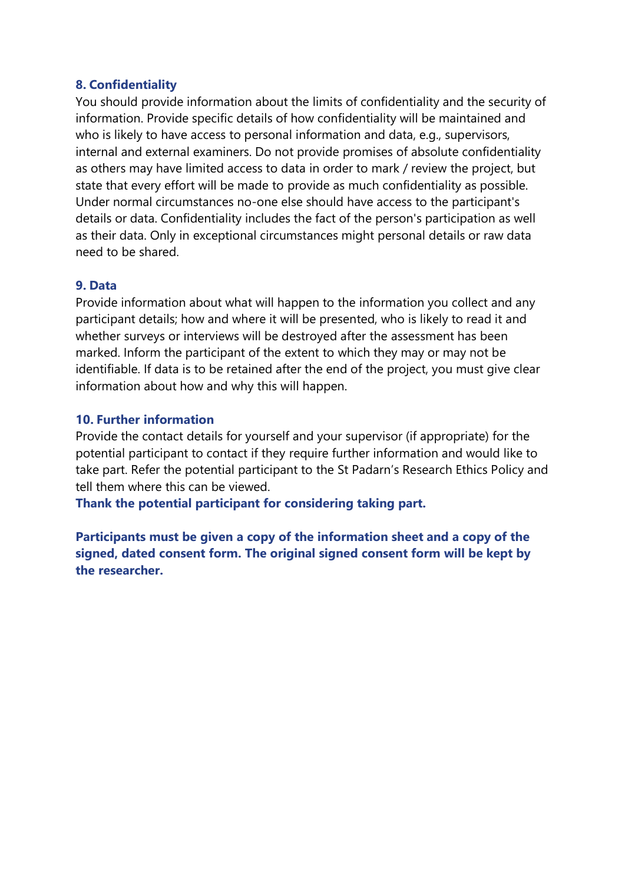**8. Confidentiality**

You should provide information about the limits of confidentiality and the security of information. Provide specific details of how confidentiality will be maintained and who is likely to have access to personal information and data, e.g., supervisors, internal and external examiners. Do not provide promises of absolute confidentiality as others may have limited access to data in order to mark / review the project, but state that every effort will be made to provide as much confidentiality as possible. Under normal circumstances no-one else should have access to the participant's details or data. Confidentiality includes the fact of the person's participation as well as their data. Only in exceptional circumstances might personal details or raw data need to be shared.

**9. Data**

Provide information about what will happen to the information you collect and any participant details; how and where it will be presented, who is likely to read it and whether surveys or interviews will be destroyed after the assessment has been marked. Inform the participant of the extent to which they may or may not be identifiable. If data is to be retained after the end of the project, you must give clear information about how and why this will happen.

**10. Further information**

Provide the contact details for yourself and your supervisor (if appropriate) for the potential participant to contact if they require further information and would like to take part. Refer the potential participant to the St Padarn's Research Ethics Policy and tell them where this can be viewed.

**Thank the potential participant for considering taking part.**

**Participants must be given a copy of the information sheet and a copy of the signed, dated consent form. The original signed consent form will be kept by the researcher.**